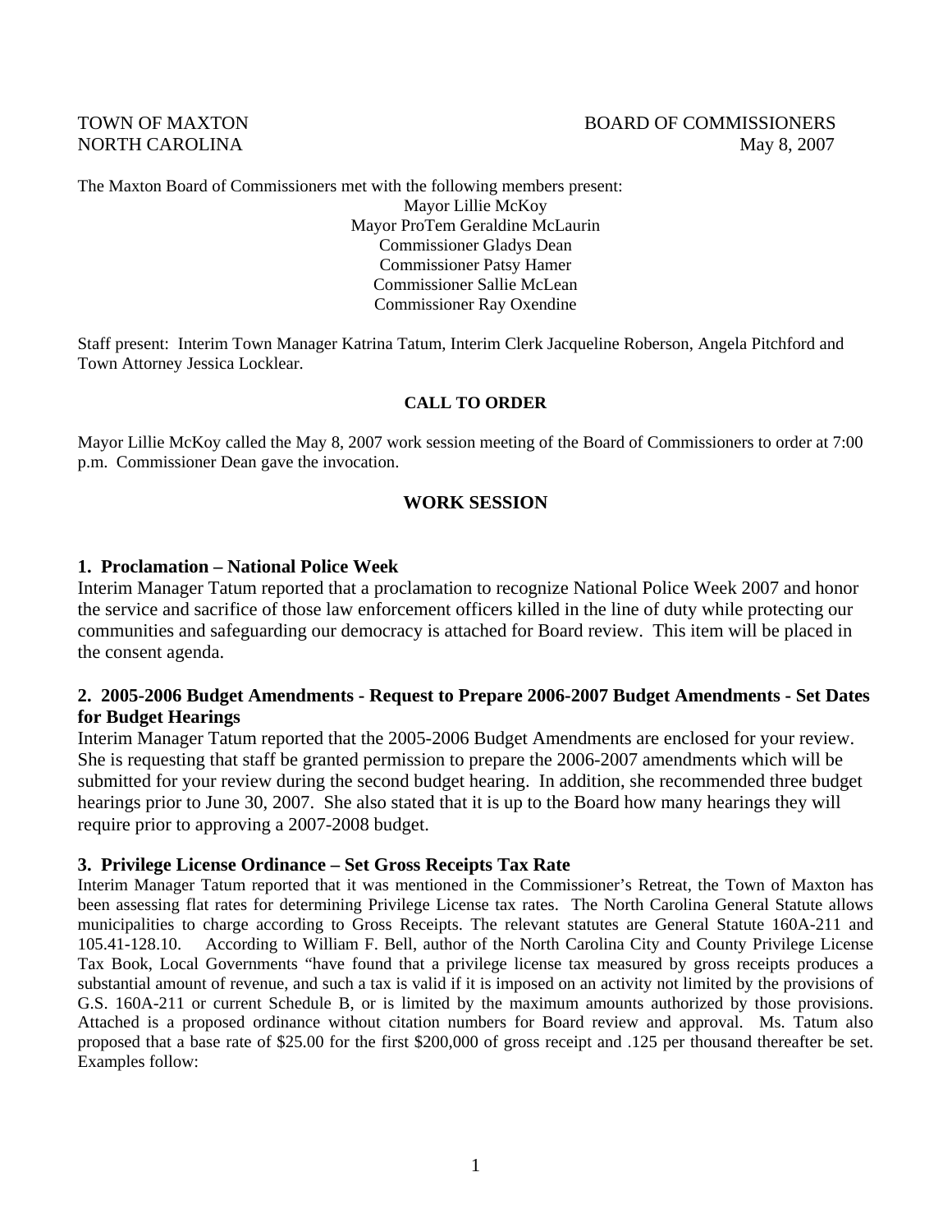TOWN OF MAXTON
NORTH CAROLINA

BOARD OF COMMISSIONERS
May 8, 2007

The Maxton Board of Commissioners met with the following members present:

Mayor Lillie McKoy
Mayor ProTem Geraldine McLaurin
Commissioner Gladys Dean
Commissioner Patsy Hamer
Commissioner Sallie McLean
Commissioner Ray Oxendine

Staff present: Interim Town Manager Katrina Tatum, Interim Clerk Jacqueline Roberson, Angela Pitchford and Town Attorney Jessica Locklear.

## CALL TO ORDER

Mayor Lillie McKoy called the May 8, 2007 work session meeting of the Board of Commissioners to order at 7:00 p.m. Commissioner Dean gave the invocation.

## WORK SESSION

### 1. Proclamation – National Police Week

Interim Manager Tatum reported that a proclamation to recognize National Police Week 2007 and honor the service and sacrifice of those law enforcement officers killed in the line of duty while protecting our communities and safeguarding our democracy is attached for Board review. This item will be placed in the consent agenda.

### 2. 2005-2006 Budget Amendments - Request to Prepare 2006-2007 Budget Amendments - Set Dates for Budget Hearings

Interim Manager Tatum reported that the 2005-2006 Budget Amendments are enclosed for your review. She is requesting that staff be granted permission to prepare the 2006-2007 amendments which will be submitted for your review during the second budget hearing. In addition, she recommended three budget hearings prior to June 30, 2007. She also stated that it is up to the Board how many hearings they will require prior to approving a 2007-2008 budget.

### 3. Privilege License Ordinance – Set Gross Receipts Tax Rate

Interim Manager Tatum reported that it was mentioned in the Commissioner's Retreat, the Town of Maxton has been assessing flat rates for determining Privilege License tax rates. The North Carolina General Statute allows municipalities to charge according to Gross Receipts. The relevant statutes are General Statute 160A-211 and 105.41-128.10. According to William F. Bell, author of the North Carolina City and County Privilege License Tax Book, Local Governments "have found that a privilege license tax measured by gross receipts produces a substantial amount of revenue, and such a tax is valid if it is imposed on an activity not limited by the provisions of G.S. 160A-211 or current Schedule B, or is limited by the maximum amounts authorized by those provisions. Attached is a proposed ordinance without citation numbers for Board review and approval. Ms. Tatum also proposed that a base rate of $25.00 for the first $200,000 of gross receipt and .125 per thousand thereafter be set. Examples follow: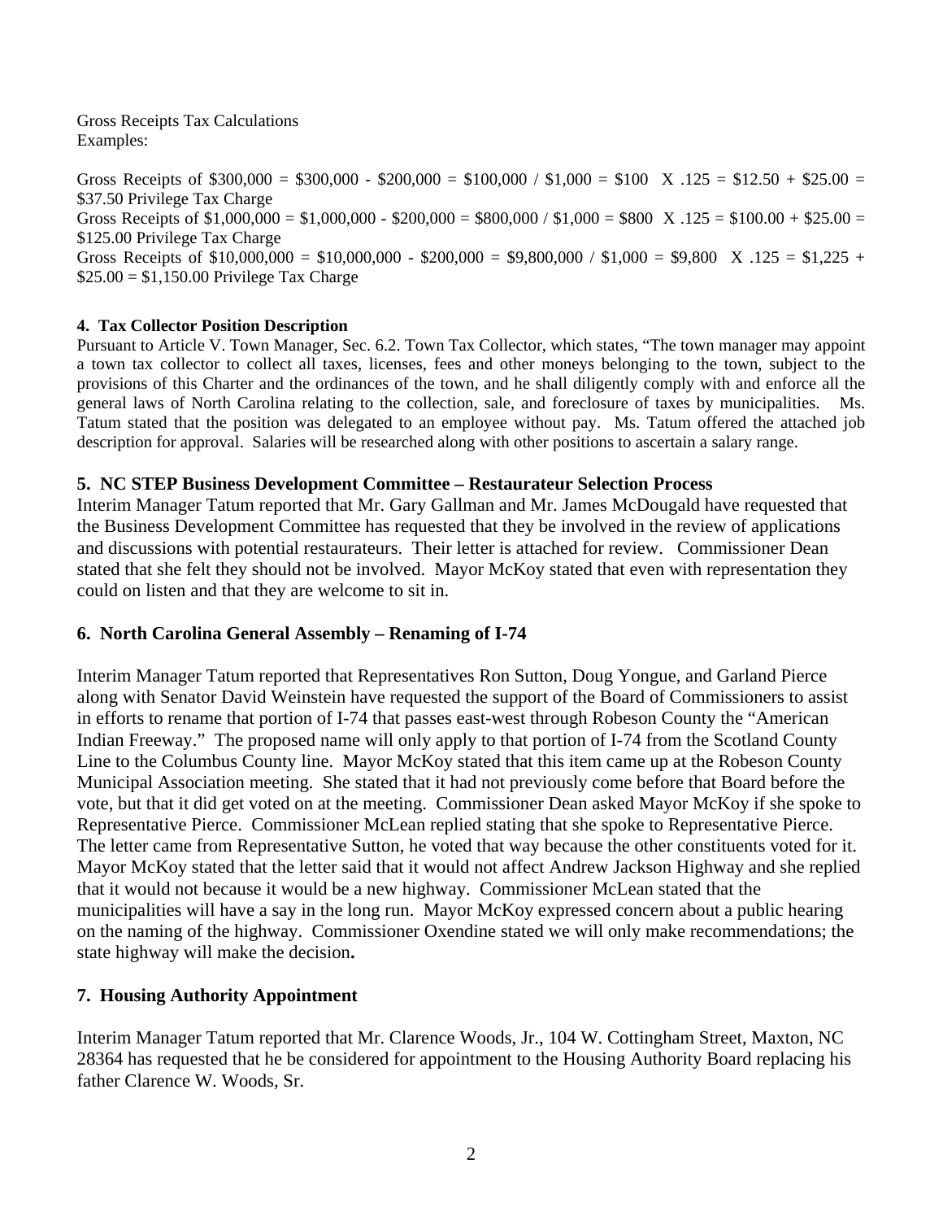Gross Receipts Tax Calculations
Examples:

Gross Receipts of \$300,000 = \$300,000 - \$200,000 = \$100,000 / \$1,000 = \$100 X .125 = \$12.50 + \$25.00 = \$37.50 Privilege Tax Charge
Gross Receipts of \$1,000,000 = \$1,000,000 - \$200,000 = \$800,000 / \$1,000 = \$800 X .125 = \$100.00 + \$25.00 = \$125.00 Privilege Tax Charge
Gross Receipts of \$10,000,000 = \$10,000,000 - \$200,000 = \$9,800,000 / \$1,000 = \$9,800 X .125 = \$1,225 + \$25.00 = \$1,150.00 Privilege Tax Charge

**4. Tax Collector Position Description**

Pursuant to Article V. Town Manager, Sec. 6.2. Town Tax Collector, which states, "The town manager may appoint a town tax collector to collect all taxes, licenses, fees and other moneys belonging to the town, subject to the provisions of this Charter and the ordinances of the town, and he shall diligently comply with and enforce all the general laws of North Carolina relating to the collection, sale, and foreclosure of taxes by municipalities. Ms. Tatum stated that the position was delegated to an employee without pay. Ms. Tatum offered the attached job description for approval. Salaries will be researched along with other positions to ascertain a salary range.

**5. NC STEP Business Development Committee – Restaurateur Selection Process**

Interim Manager Tatum reported that Mr. Gary Gallman and Mr. James McDougald have requested that the Business Development Committee has requested that they be involved in the review of applications and discussions with potential restaurateurs. Their letter is attached for review. Commissioner Dean stated that she felt they should not be involved. Mayor McKoy stated that even with representation they could on listen and that they are welcome to sit in.

**6. North Carolina General Assembly – Renaming of I-74**

Interim Manager Tatum reported that Representatives Ron Sutton, Doug Yongue, and Garland Pierce along with Senator David Weinstein have requested the support of the Board of Commissioners to assist in efforts to rename that portion of I-74 that passes east-west through Robeson County the "American Indian Freeway." The proposed name will only apply to that portion of I-74 from the Scotland County Line to the Columbus County line. Mayor McKoy stated that this item came up at the Robeson County Municipal Association meeting. She stated that it had not previously come before that Board before the vote, but that it did get voted on at the meeting. Commissioner Dean asked Mayor McKoy if she spoke to Representative Pierce. Commissioner McLean replied stating that she spoke to Representative Pierce. The letter came from Representative Sutton, he voted that way because the other constituents voted for it. Mayor McKoy stated that the letter said that it would not affect Andrew Jackson Highway and she replied that it would not because it would be a new highway. Commissioner McLean stated that the municipalities will have a say in the long run. Mayor McKoy expressed concern about a public hearing on the naming of the highway. Commissioner Oxendine stated we will only make recommendations; the state highway will make the decision**.**

**7. Housing Authority Appointment**

Interim Manager Tatum reported that Mr. Clarence Woods, Jr., 104 W. Cottingham Street, Maxton, NC 28364 has requested that he be considered for appointment to the Housing Authority Board replacing his father Clarence W. Woods, Sr.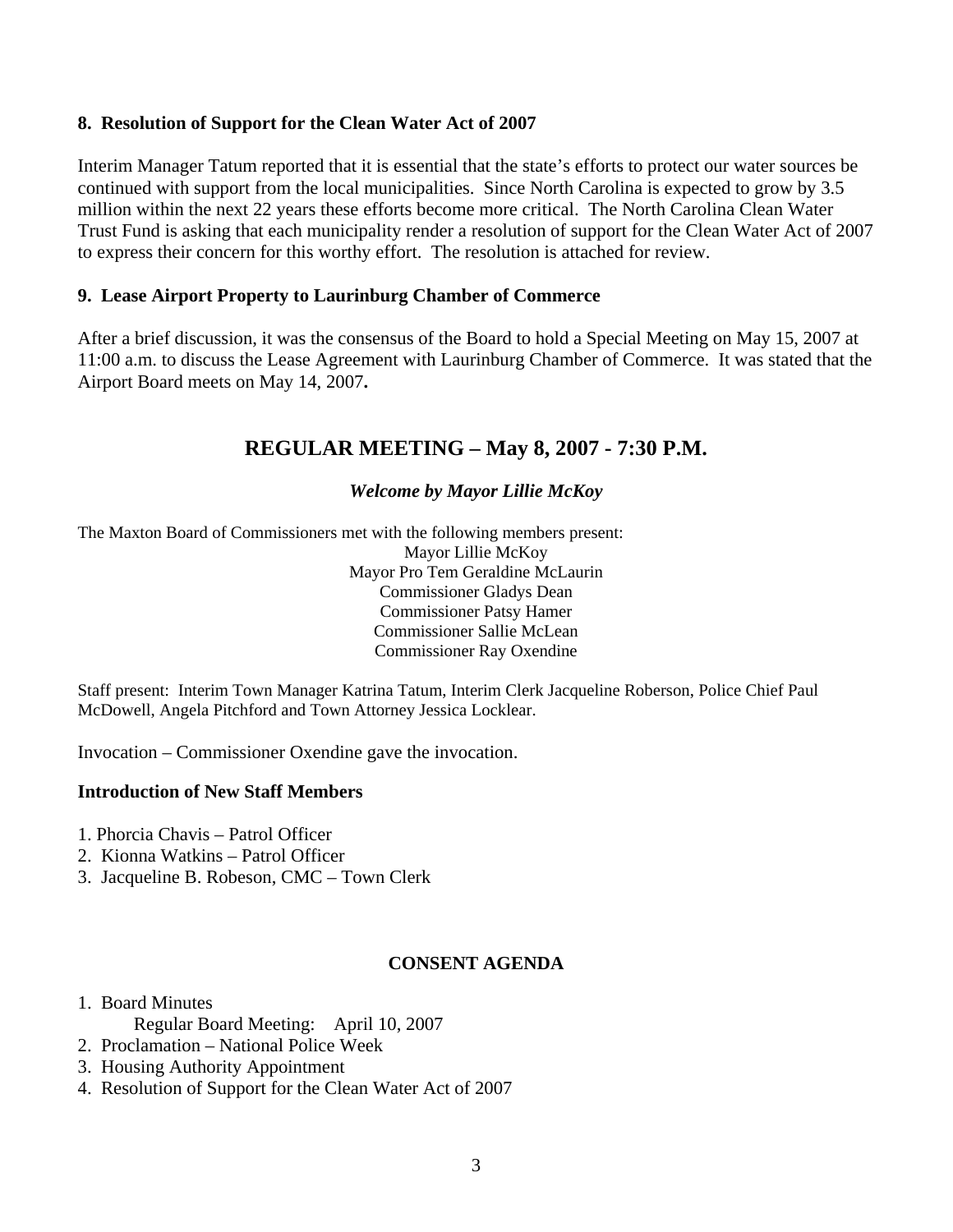**8. Resolution of Support for the Clean Water Act of 2007**

Interim Manager Tatum reported that it is essential that the state's efforts to protect our water sources be continued with support from the local municipalities. Since North Carolina is expected to grow by 3.5 million within the next 22 years these efforts become more critical. The North Carolina Clean Water Trust Fund is asking that each municipality render a resolution of support for the Clean Water Act of 2007 to express their concern for this worthy effort. The resolution is attached for review.

**9. Lease Airport Property to Laurinburg Chamber of Commerce**

After a brief discussion, it was the consensus of the Board to hold a Special Meeting on May 15, 2007 at 11:00 a.m. to discuss the Lease Agreement with Laurinburg Chamber of Commerce. It was stated that the Airport Board meets on May 14, 2007**.**

## REGULAR MEETING – May 8, 2007 - 7:30 P.M.

***Welcome by Mayor Lillie McKoy***

The Maxton Board of Commissioners met with the following members present:

Mayor Lillie McKoy
Mayor Pro Tem Geraldine McLaurin
Commissioner Gladys Dean
Commissioner Patsy Hamer
Commissioner Sallie McLean
Commissioner Ray Oxendine

Staff present: Interim Town Manager Katrina Tatum, Interim Clerk Jacqueline Roberson, Police Chief Paul McDowell, Angela Pitchford and Town Attorney Jessica Locklear.

Invocation – Commissioner Oxendine gave the invocation.

**Introduction of New Staff Members**

1. Phorcia Chavis – Patrol Officer
2. Kionna Watkins – Patrol Officer
3. Jacqueline B. Robeson, CMC – Town Clerk

**CONSENT AGENDA**

1. Board Minutes
   Regular Board Meeting: April 10, 2007
2. Proclamation – National Police Week
3. Housing Authority Appointment
4. Resolution of Support for the Clean Water Act of 2007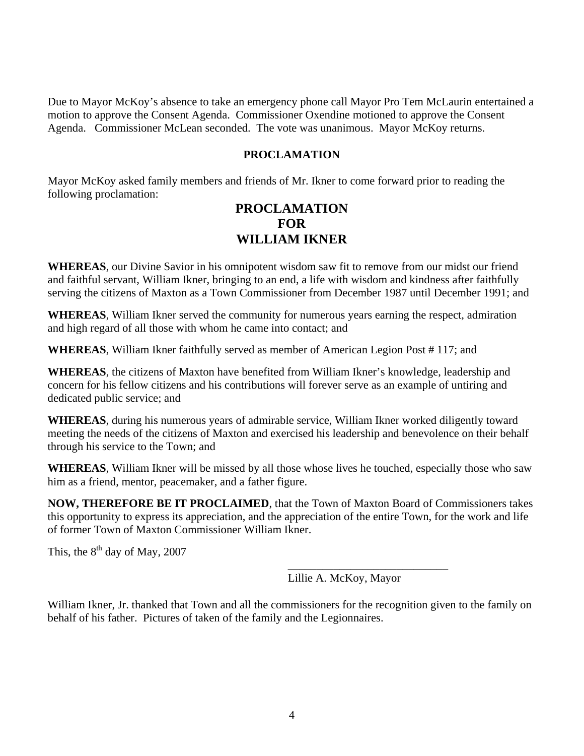Due to Mayor McKoy's absence to take an emergency phone call Mayor Pro Tem McLaurin entertained a motion to approve the Consent Agenda. Commissioner Oxendine motioned to approve the Consent Agenda. Commissioner McLean seconded. The vote was unanimous. Mayor McKoy returns.

**PROCLAMATION**

Mayor McKoy asked family members and friends of Mr. Ikner to come forward prior to reading the following proclamation:

## PROCLAMATION
## FOR
## WILLIAM IKNER

**WHEREAS**, our Divine Savior in his omnipotent wisdom saw fit to remove from our midst our friend and faithful servant, William Ikner, bringing to an end, a life with wisdom and kindness after faithfully serving the citizens of Maxton as a Town Commissioner from December 1987 until December 1991; and

**WHEREAS**, William Ikner served the community for numerous years earning the respect, admiration and high regard of all those with whom he came into contact; and

**WHEREAS**, William Ikner faithfully served as member of American Legion Post # 117; and

**WHEREAS**, the citizens of Maxton have benefited from William Ikner's knowledge, leadership and concern for his fellow citizens and his contributions will forever serve as an example of untiring and dedicated public service; and

**WHEREAS**, during his numerous years of admirable service, William Ikner worked diligently toward meeting the needs of the citizens of Maxton and exercised his leadership and benevolence on their behalf through his service to the Town; and

**WHEREAS**, William Ikner will be missed by all those whose lives he touched, especially those who saw him as a friend, mentor, peacemaker, and a father figure.

**NOW, THEREFORE BE IT PROCLAIMED**, that the Town of Maxton Board of Commissioners takes this opportunity to express its appreciation, and the appreciation of the entire Town, for the work and life of former Town of Maxton Commissioner William Ikner.

This, the 8th day of May, 2007

\_\_\_\_\_\_\_\_\_\_\_\_\_\_\_\_\_\_\_\_\_\_\_\_\_\_\_\_
Lillie A. McKoy, Mayor

William Ikner, Jr. thanked that Town and all the commissioners for the recognition given to the family on behalf of his father. Pictures of taken of the family and the Legionnaires.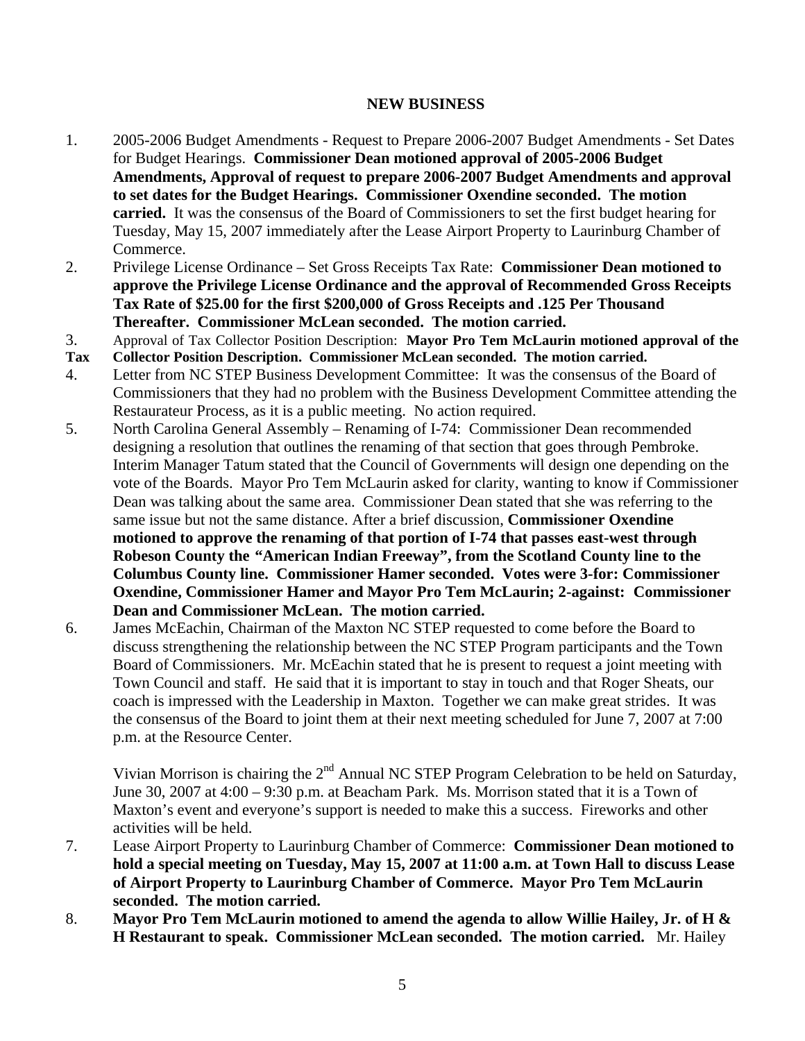## NEW BUSINESS

1. 2005-2006 Budget Amendments - Request to Prepare 2006-2007 Budget Amendments - Set Dates for Budget Hearings. **Commissioner Dean motioned approval of 2005-2006 Budget Amendments, Approval of request to prepare 2006-2007 Budget Amendments and approval to set dates for the Budget Hearings. Commissioner Oxendine seconded. The motion carried.** It was the consensus of the Board of Commissioners to set the first budget hearing for Tuesday, May 15, 2007 immediately after the Lease Airport Property to Laurinburg Chamber of Commerce.
2. Privilege License Ordinance – Set Gross Receipts Tax Rate: **Commissioner Dean motioned to approve the Privilege License Ordinance and the approval of Recommended Gross Receipts Tax Rate of $25.00 for the first $200,000 of Gross Receipts and .125 Per Thousand Thereafter. Commissioner McLean seconded. The motion carried.**
3. Approval of Tax Collector Position Description: **Mayor Pro Tem McLaurin motioned approval of the Tax Collector Position Description. Commissioner McLean seconded. The motion carried.**
4. Letter from NC STEP Business Development Committee: It was the consensus of the Board of Commissioners that they had no problem with the Business Development Committee attending the Restaurateur Process, as it is a public meeting. No action required.
5. North Carolina General Assembly – Renaming of I-74: Commissioner Dean recommended designing a resolution that outlines the renaming of that section that goes through Pembroke. Interim Manager Tatum stated that the Council of Governments will design one depending on the vote of the Boards. Mayor Pro Tem McLaurin asked for clarity, wanting to know if Commissioner Dean was talking about the same area. Commissioner Dean stated that she was referring to the same issue but not the same distance. After a brief discussion, **Commissioner Oxendine motioned to approve the renaming of that portion of I-74 that passes east-west through Robeson County the "American Indian Freeway", from the Scotland County line to the Columbus County line. Commissioner Hamer seconded. Votes were 3-for: Commissioner Oxendine, Commissioner Hamer and Mayor Pro Tem McLaurin; 2-against: Commissioner Dean and Commissioner McLean. The motion carried.**
6. James McEachin, Chairman of the Maxton NC STEP requested to come before the Board to discuss strengthening the relationship between the NC STEP Program participants and the Town Board of Commissioners. Mr. McEachin stated that he is present to request a joint meeting with Town Council and staff. He said that it is important to stay in touch and that Roger Sheats, our coach is impressed with the Leadership in Maxton. Together we can make great strides. It was the consensus of the Board to joint them at their next meeting scheduled for June 7, 2007 at 7:00 p.m. at the Resource Center.

   Vivian Morrison is chairing the 2nd Annual NC STEP Program Celebration to be held on Saturday, June 30, 2007 at 4:00 – 9:30 p.m. at Beacham Park. Ms. Morrison stated that it is a Town of Maxton's event and everyone's support is needed to make this a success. Fireworks and other activities will be held.
7. Lease Airport Property to Laurinburg Chamber of Commerce: **Commissioner Dean motioned to hold a special meeting on Tuesday, May 15, 2007 at 11:00 a.m. at Town Hall to discuss Lease of Airport Property to Laurinburg Chamber of Commerce. Mayor Pro Tem McLaurin seconded. The motion carried.**
8. **Mayor Pro Tem McLaurin motioned to amend the agenda to allow Willie Hailey, Jr. of H & H Restaurant to speak. Commissioner McLean seconded. The motion carried.** Mr. Hailey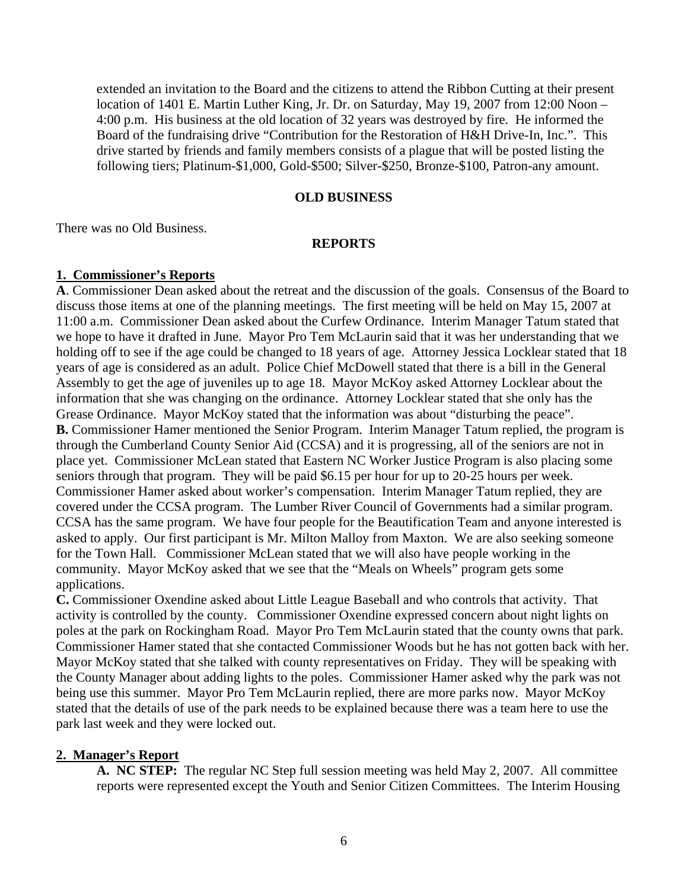extended an invitation to the Board and the citizens to attend the Ribbon Cutting at their present location of 1401 E. Martin Luther King, Jr. Dr. on Saturday, May 19, 2007 from 12:00 Noon – 4:00 p.m. His business at the old location of 32 years was destroyed by fire. He informed the Board of the fundraising drive "Contribution for the Restoration of H&H Drive-In, Inc.". This drive started by friends and family members consists of a plague that will be posted listing the following tiers; Platinum-$1,000, Gold-$500; Silver-$250, Bronze-$100, Patron-any amount.

**OLD BUSINESS**

There was no Old Business.

**REPORTS**

**1. Commissioner's Reports**

**A**. Commissioner Dean asked about the retreat and the discussion of the goals. Consensus of the Board to discuss those items at one of the planning meetings. The first meeting will be held on May 15, 2007 at 11:00 a.m. Commissioner Dean asked about the Curfew Ordinance. Interim Manager Tatum stated that we hope to have it drafted in June. Mayor Pro Tem McLaurin said that it was her understanding that we holding off to see if the age could be changed to 18 years of age. Attorney Jessica Locklear stated that 18 years of age is considered as an adult. Police Chief McDowell stated that there is a bill in the General Assembly to get the age of juveniles up to age 18. Mayor McKoy asked Attorney Locklear about the information that she was changing on the ordinance. Attorney Locklear stated that she only has the Grease Ordinance. Mayor McKoy stated that the information was about "disturbing the peace".

**B.** Commissioner Hamer mentioned the Senior Program. Interim Manager Tatum replied, the program is through the Cumberland County Senior Aid (CCSA) and it is progressing, all of the seniors are not in place yet. Commissioner McLean stated that Eastern NC Worker Justice Program is also placing some seniors through that program. They will be paid $6.15 per hour for up to 20-25 hours per week. Commissioner Hamer asked about worker's compensation. Interim Manager Tatum replied, they are covered under the CCSA program. The Lumber River Council of Governments had a similar program. CCSA has the same program. We have four people for the Beautification Team and anyone interested is asked to apply. Our first participant is Mr. Milton Malloy from Maxton. We are also seeking someone for the Town Hall. Commissioner McLean stated that we will also have people working in the community. Mayor McKoy asked that we see that the "Meals on Wheels" program gets some applications.

**C.** Commissioner Oxendine asked about Little League Baseball and who controls that activity. That activity is controlled by the county. Commissioner Oxendine expressed concern about night lights on poles at the park on Rockingham Road. Mayor Pro Tem McLaurin stated that the county owns that park. Commissioner Hamer stated that she contacted Commissioner Woods but he has not gotten back with her. Mayor McKoy stated that she talked with county representatives on Friday. They will be speaking with the County Manager about adding lights to the poles. Commissioner Hamer asked why the park was not being use this summer. Mayor Pro Tem McLaurin replied, there are more parks now. Mayor McKoy stated that the details of use of the park needs to be explained because there was a team here to use the park last week and they were locked out.

**2. Manager's Report**

**A. NC STEP:** The regular NC Step full session meeting was held May 2, 2007. All committee reports were represented except the Youth and Senior Citizen Committees. The Interim Housing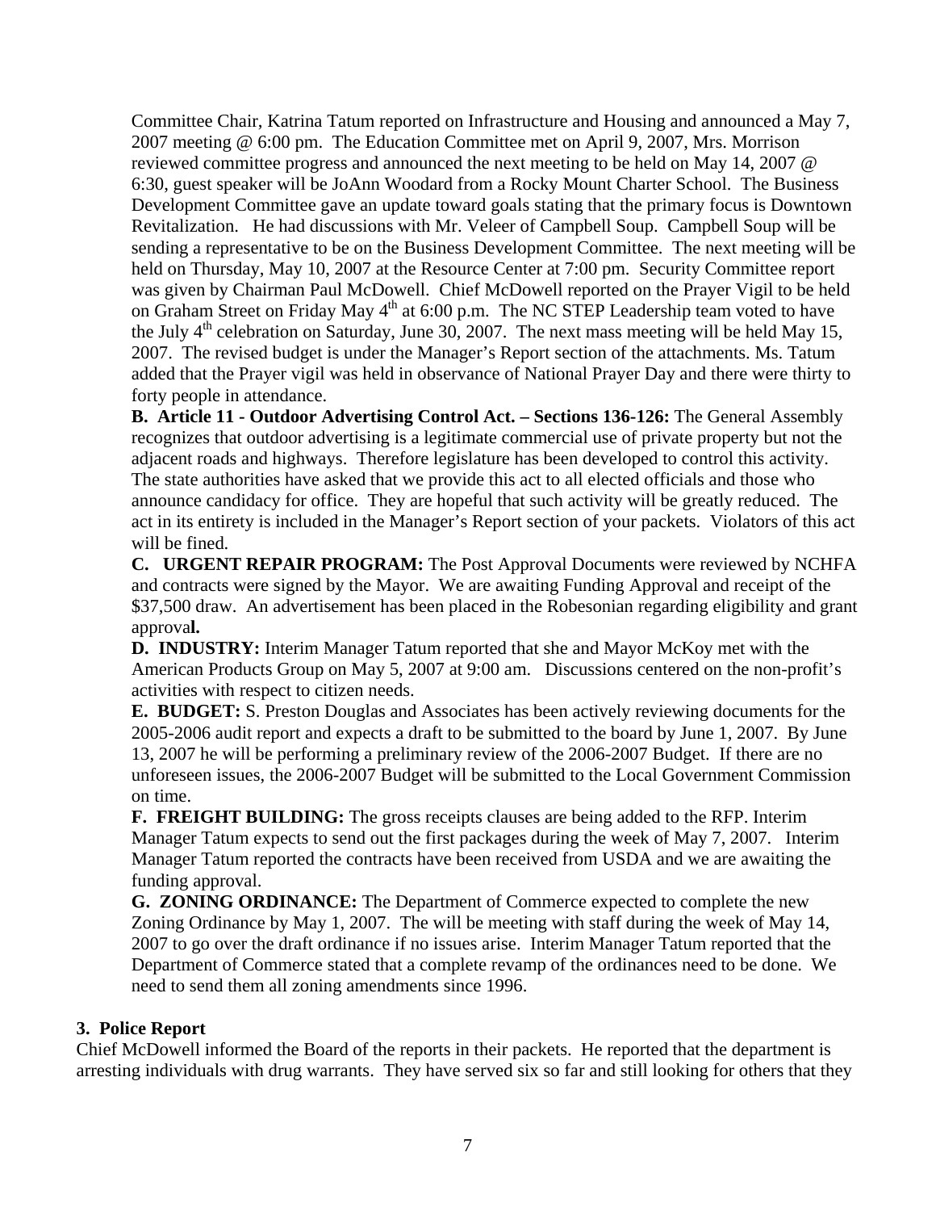Committee Chair, Katrina Tatum reported on Infrastructure and Housing and announced a May 7, 2007 meeting @ 6:00 pm. The Education Committee met on April 9, 2007, Mrs. Morrison reviewed committee progress and announced the next meeting to be held on May 14, 2007 @ 6:30, guest speaker will be JoAnn Woodard from a Rocky Mount Charter School. The Business Development Committee gave an update toward goals stating that the primary focus is Downtown Revitalization. He had discussions with Mr. Veleer of Campbell Soup. Campbell Soup will be sending a representative to be on the Business Development Committee. The next meeting will be held on Thursday, May 10, 2007 at the Resource Center at 7:00 pm. Security Committee report was given by Chairman Paul McDowell. Chief McDowell reported on the Prayer Vigil to be held on Graham Street on Friday May 4th at 6:00 p.m. The NC STEP Leadership team voted to have the July 4th celebration on Saturday, June 30, 2007. The next mass meeting will be held May 15, 2007. The revised budget is under the Manager's Report section of the attachments. Ms. Tatum added that the Prayer vigil was held in observance of National Prayer Day and there were thirty to forty people in attendance.

**B. Article 11 - Outdoor Advertising Control Act. – Sections 136-126:** The General Assembly recognizes that outdoor advertising is a legitimate commercial use of private property but not the adjacent roads and highways. Therefore legislature has been developed to control this activity. The state authorities have asked that we provide this act to all elected officials and those who announce candidacy for office. They are hopeful that such activity will be greatly reduced. The act in its entirety is included in the Manager's Report section of your packets. Violators of this act will be fined.

**C. URGENT REPAIR PROGRAM:** The Post Approval Documents were reviewed by NCHFA and contracts were signed by the Mayor. We are awaiting Funding Approval and receipt of the $37,500 draw. An advertisement has been placed in the Robesonian regarding eligibility and grant approva**l.**

**D. INDUSTRY:** Interim Manager Tatum reported that she and Mayor McKoy met with the American Products Group on May 5, 2007 at 9:00 am. Discussions centered on the non-profit's activities with respect to citizen needs.

**E. BUDGET:** S. Preston Douglas and Associates has been actively reviewing documents for the 2005-2006 audit report and expects a draft to be submitted to the board by June 1, 2007. By June 13, 2007 he will be performing a preliminary review of the 2006-2007 Budget. If there are no unforeseen issues, the 2006-2007 Budget will be submitted to the Local Government Commission on time.

**F. FREIGHT BUILDING:** The gross receipts clauses are being added to the RFP. Interim Manager Tatum expects to send out the first packages during the week of May 7, 2007. Interim Manager Tatum reported the contracts have been received from USDA and we are awaiting the funding approval.

**G. ZONING ORDINANCE:** The Department of Commerce expected to complete the new Zoning Ordinance by May 1, 2007. The will be meeting with staff during the week of May 14, 2007 to go over the draft ordinance if no issues arise. Interim Manager Tatum reported that the Department of Commerce stated that a complete revamp of the ordinances need to be done. We need to send them all zoning amendments since 1996.

### 3. Police Report

Chief McDowell informed the Board of the reports in their packets. He reported that the department is arresting individuals with drug warrants. They have served six so far and still looking for others that they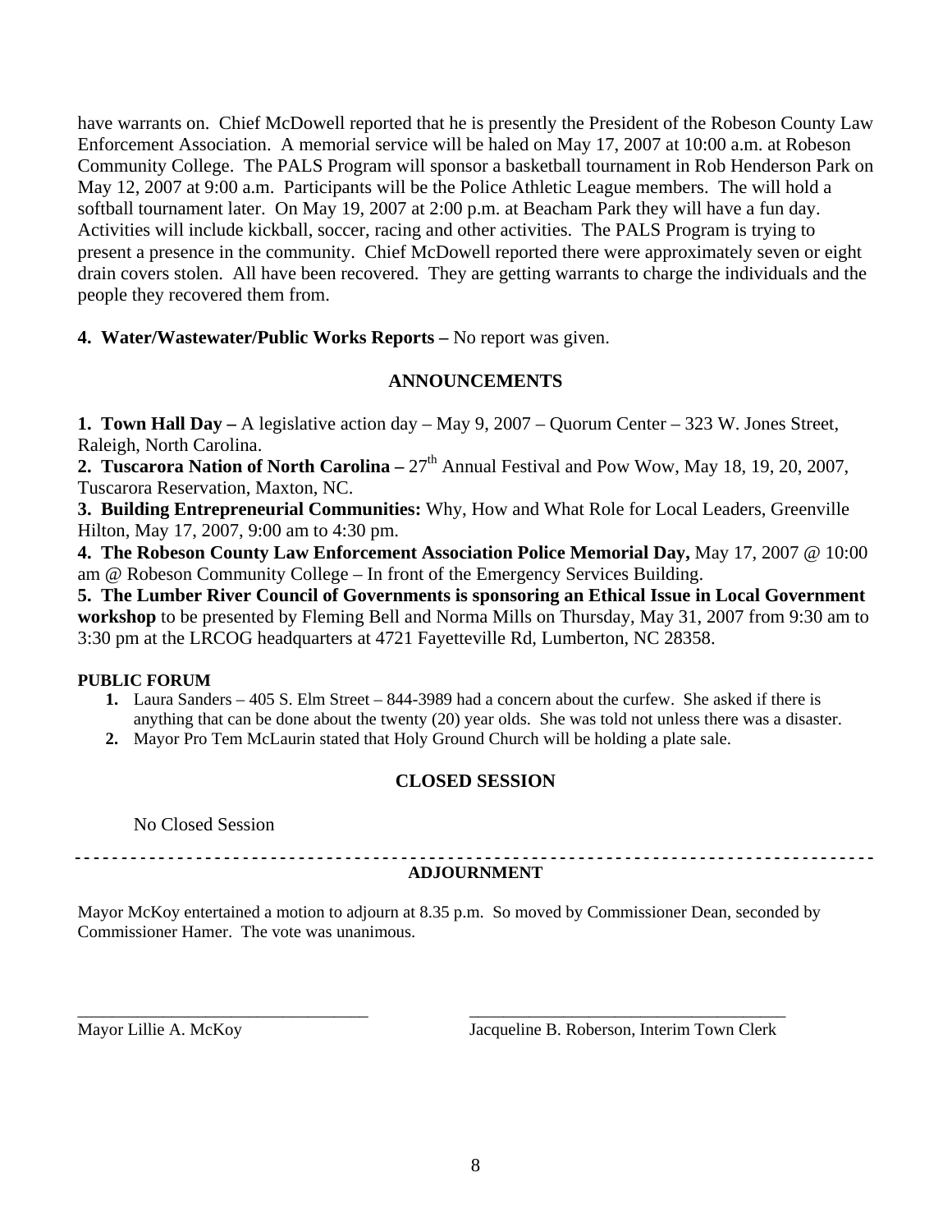have warrants on. Chief McDowell reported that he is presently the President of the Robeson County Law Enforcement Association. A memorial service will be haled on May 17, 2007 at 10:00 a.m. at Robeson Community College. The PALS Program will sponsor a basketball tournament in Rob Henderson Park on May 12, 2007 at 9:00 a.m. Participants will be the Police Athletic League members. The will hold a softball tournament later. On May 19, 2007 at 2:00 p.m. at Beacham Park they will have a fun day. Activities will include kickball, soccer, racing and other activities. The PALS Program is trying to present a presence in the community. Chief McDowell reported there were approximately seven or eight drain covers stolen. All have been recovered. They are getting warrants to charge the individuals and the people they recovered them from.

**4. Water/Wastewater/Public Works Reports –** No report was given.

## ANNOUNCEMENTS

**1. Town Hall Day –** A legislative action day – May 9, 2007 – Quorum Center – 323 W. Jones Street, Raleigh, North Carolina.
**2. Tuscarora Nation of North Carolina –** 27th Annual Festival and Pow Wow, May 18, 19, 20, 2007, Tuscarora Reservation, Maxton, NC.
**3. Building Entrepreneurial Communities:** Why, How and What Role for Local Leaders, Greenville Hilton, May 17, 2007, 9:00 am to 4:30 pm.
**4. The Robeson County Law Enforcement Association Police Memorial Day,** May 17, 2007 @ 10:00 am @ Robeson Community College – In front of the Emergency Services Building.
**5. The Lumber River Council of Governments is sponsoring an Ethical Issue in Local Government workshop** to be presented by Fleming Bell and Norma Mills on Thursday, May 31, 2007 from 9:30 am to 3:30 pm at the LRCOG headquarters at 4721 Fayetteville Rd, Lumberton, NC 28358.

**PUBLIC FORUM**

1. Laura Sanders – 405 S. Elm Street – 844-3989 had a concern about the curfew. She asked if there is anything that can be done about the twenty (20) year olds. She was told not unless there was a disaster.
2. Mayor Pro Tem McLaurin stated that Holy Ground Church will be holding a plate sale.

## CLOSED SESSION

No Closed Session

## ADJOURNMENT

Mayor McKoy entertained a motion to adjourn at 8.35 p.m. So moved by Commissioner Dean, seconded by Commissioner Hamer. The vote was unanimous.

\_\_\_\_\_\_\_\_\_\_\_\_\_\_\_\_\_\_\_\_\_\_\_\_\_\_\_\_\_\_\_\_\_\_ \_\_\_\_\_\_\_\_\_\_\_\_\_\_\_\_\_\_\_\_\_\_\_\_\_\_\_\_\_\_\_\_\_\_\_\_\_\_
Mayor Lillie A. McKoy Jacqueline B. Roberson, Interim Town Clerk